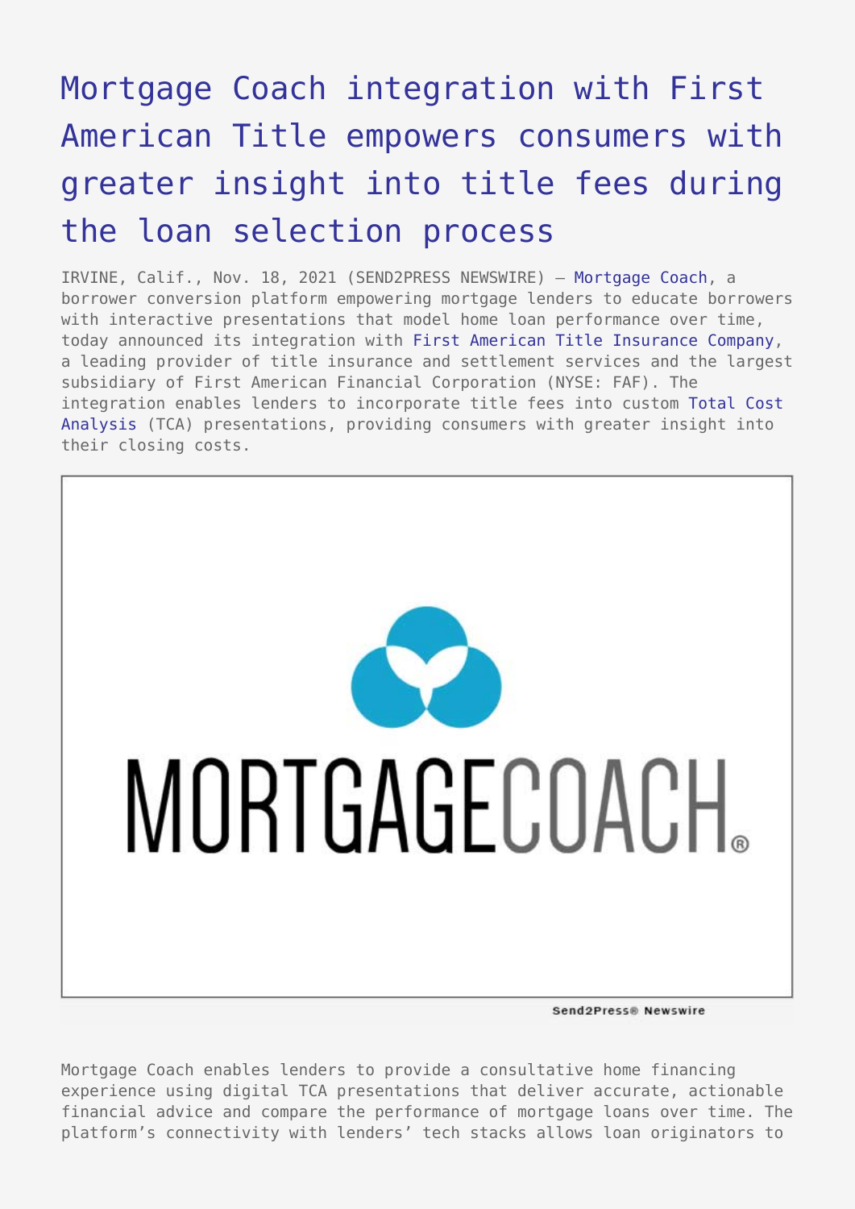# Mortgage Coach integration with First American Title empowers consumers with greater insight into title fees during the loan selection process

IRVINE, Calif., Nov. 18, 2021 (SEND2PRESS NEWSWIRE) — Mortgage Coach, a borrower conversion platform empowering mortgage lenders to educate borrowers with interactive presentations that model home loan performance over time, today announced its integration with First American Title Insurance Company, a leading provider of title insurance and settlement services and the largest subsidiary of First American Financial Corporation (NYSE: FAF). The integration enables lenders to incorporate title fees into custom Total Cost Analysis (TCA) presentations, providing consumers with greater insight into their closing costs.

Mortgage Coach enables lenders to provide a consultative home financing experience using digital TCA presentations that deliver accurate, actionable financial advice and compare the performance of mortgage loans over time. The platform's connectivity with lenders' tech stacks allows loan originators to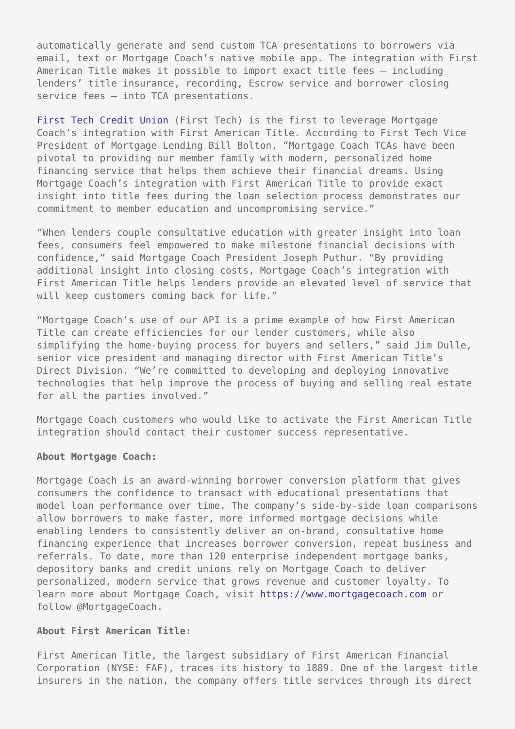automatically generate and send custom TCA presentations to borrowers via email, text or Mortgage Coach's native mobile app. The integration with First American Title makes it possible to import exact title fees – including lenders' title insurance, recording, Escrow service and borrower closing service fees – into TCA presentations.

First Tech Credit Union (First Tech) is the first to leverage Mortgage Coach's integration with First American Title. According to First Tech Vice President of Mortgage Lending Bill Bolton, "Mortgage Coach TCAs have been pivotal to providing our member family with modern, personalized home financing service that helps them achieve their financial dreams. Using Mortgage Coach's integration with First American Title to provide exact insight into title fees during the loan selection process demonstrates our commitment to member education and uncompromising service."

"When lenders couple consultative education with greater insight into loan fees, consumers feel empowered to make milestone financial decisions with confidence," said Mortgage Coach President Joseph Puthur. "By providing additional insight into closing costs, Mortgage Coach's integration with First American Title helps lenders provide an elevated level of service that will keep customers coming back for life."

"Mortgage Coach's use of our API is a prime example of how First American Title can create efficiencies for our lender customers, while also simplifying the home-buying process for buyers and sellers," said Jim Dulle, senior vice president and managing director with First American Title's Direct Division. "We're committed to developing and deploying innovative technologies that help improve the process of buying and selling real estate for all the parties involved."

Mortgage Coach customers who would like to activate the First American Title integration should contact their customer success representative.

**About Mortgage Coach:**

Mortgage Coach is an award-winning borrower conversion platform that gives consumers the confidence to transact with educational presentations that model loan performance over time. The company's side-by-side loan comparisons allow borrowers to make faster, more informed mortgage decisions while enabling lenders to consistently deliver an on-brand, consultative home financing experience that increases borrower conversion, repeat business and referrals. To date, more than 120 enterprise independent mortgage banks, depository banks and credit unions rely on Mortgage Coach to deliver personalized, modern service that grows revenue and customer loyalty. To learn more about Mortgage Coach, visit https://www.mortgagecoach.com or follow @MortgageCoach.

**About First American Title:**

First American Title, the largest subsidiary of First American Financial Corporation (NYSE: FAF), traces its history to 1889. One of the largest title insurers in the nation, the company offers title services through its direct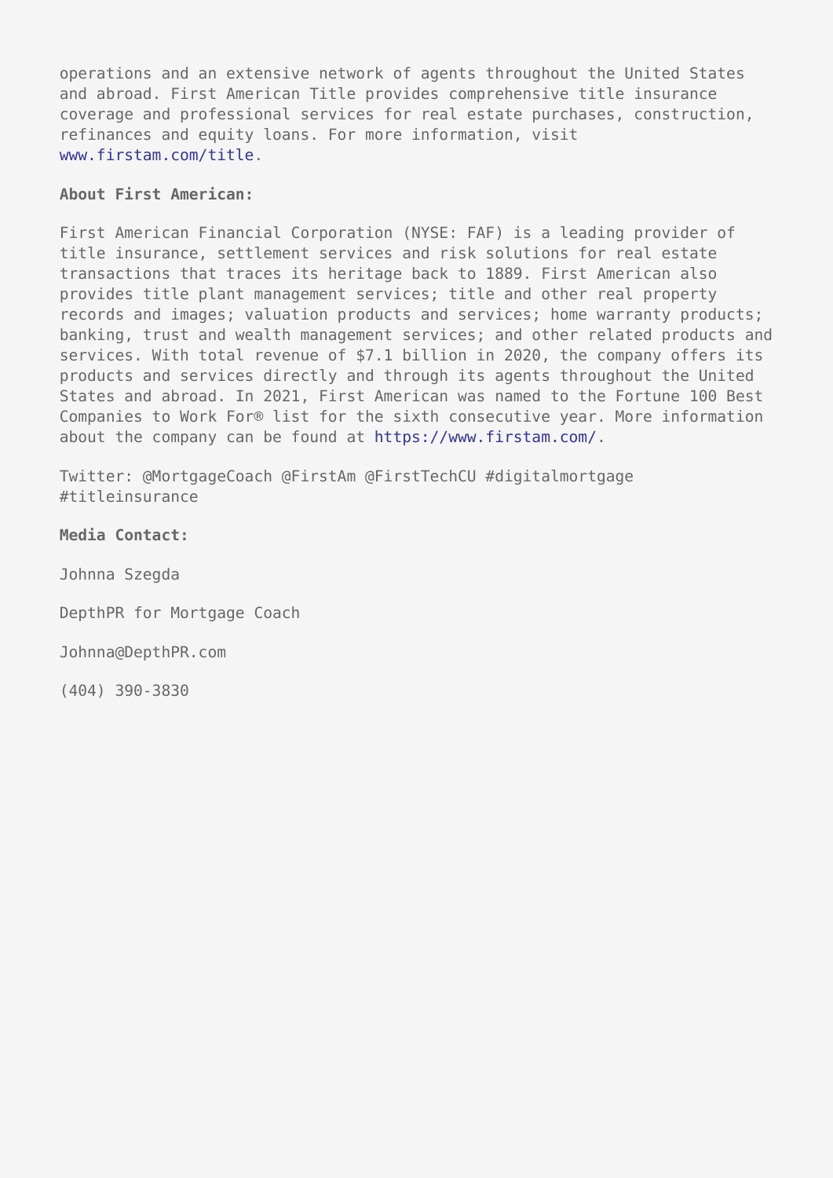operations and an extensive network of agents throughout the United States and abroad. First American Title provides comprehensive title insurance coverage and professional services for real estate purchases, construction, refinances and equity loans. For more information, visit www.firstam.com/title.

**About First American:**

First American Financial Corporation (NYSE: FAF) is a leading provider of title insurance, settlement services and risk solutions for real estate transactions that traces its heritage back to 1889. First American also provides title plant management services; title and other real property records and images; valuation products and services; home warranty products; banking, trust and wealth management services; and other related products and services. With total revenue of $7.1 billion in 2020, the company offers its products and services directly and through its agents throughout the United States and abroad. In 2021, First American was named to the Fortune 100 Best Companies to Work For® list for the sixth consecutive year. More information about the company can be found at https://www.firstam.com/.

Twitter: @MortgageCoach @FirstAm @FirstTechCU #digitalmortgage #titleinsurance

**Media Contact:**

Johnna Szegda

DepthPR for Mortgage Coach

Johnna@DepthPR.com

(404) 390-3830